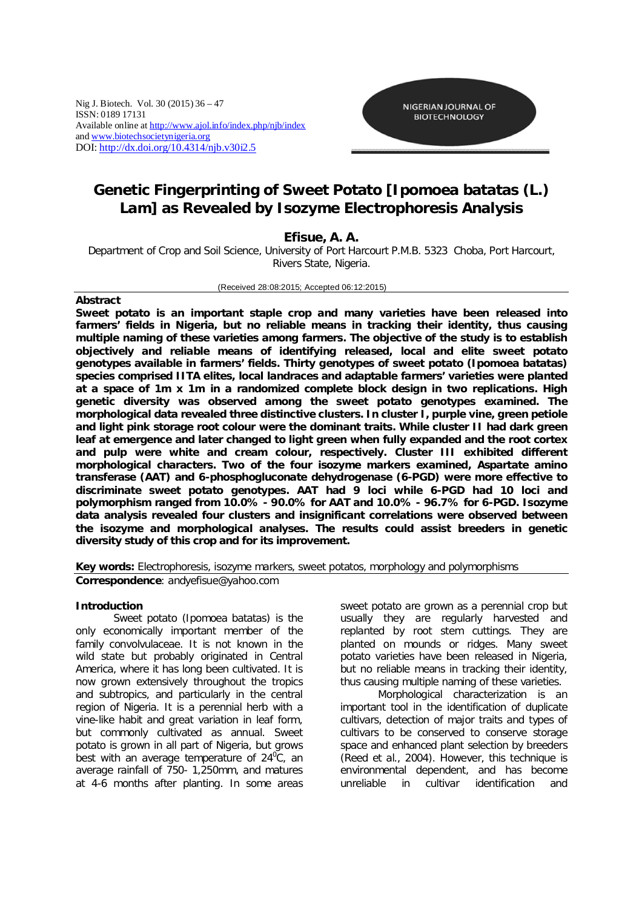# Genetic Fingerprinting of Sweet Potato [Ipomoea batatas (L.) Lam] as Revealed by Isozyme Electrophoresis Analysis

**Efisue, A. A.**

Department of Crop and Soil Science, University of Port Harcourt P.M.B. 5323 Choba, Port Harcourt, Rivers State, Nigeria.

(Received 28:08:2015; Accepted 06:12:2015)

**Abstract**

**Sweet potato is an important staple crop and many varieties have been released into farmers' fields in Nigeria, but no reliable means in tracking their identity, thus causing multiple naming of these varieties among farmers. The objective of the study is to establish objectively and reliable means of identifying released, local and elite sweet potato genotypes available in farmers' fields. Thirty genotypes of sweet potato (Ipomoea batatas) species comprised IITA elites, local landraces and adaptable farmers' varieties were planted at a space of 1m x 1m in a randomized complete block design in two replications. High genetic diversity was observed among the sweet potato genotypes examined. The morphological data revealed three distinctive clusters. In cluster I, purple vine, green petiole and light pink storage root colour were the dominant traits. While cluster II had dark green leaf at emergence and later changed to light green when fully expanded and the root cortex and pulp were white and cream colour, respectively. Cluster III exhibited different morphological characters. Two of the four isozyme markers examined, Aspartate amino transferase (AAT) and 6-phosphogluconate dehydrogenase (6-PGD) were more effective to discriminate sweet potato genotypes. AAT had 9 loci while 6-PGD had 10 loci and polymorphism ranged from 10.0% - 90.0% for AAT and 10.0% - 96.7% for 6-PGD. Isozyme data analysis revealed four clusters and insignificant correlations were observed between the isozyme and morphological analyses. The results could assist breeders in genetic diversity study of this crop and for its improvement.**

**Key words:** Electrophoresis, isozyme markers, sweet potatos, morphology and polymorphisms

**Correspondence**: andyefisue@yahoo.com

## Introduction

Sweet potato (Ipomoea batatas) is the only economically important member of the family convolvulaceae. It is not known in the wild state but probably originated in Central America, where it has long been cultivated. It is now grown extensively throughout the tropics and subtropics, and particularly in the central region of Nigeria. It is a perennial herb with a vine-like habit and great variation in leaf form, but commonly cultivated as annual. Sweet potato is grown in all part of Nigeria, but grows best with an average temperature of $24^0$C, an average rainfall of 750- 1,250mm, and matures at 4-6 months after planting. In some areas sweet potato are grown as a perennial crop but usually they are regularly harvested and replanted by root stem cuttings. They are planted on mounds or ridges. Many sweet potato varieties have been released in Nigeria, but no reliable means in tracking their identity, thus causing multiple naming of these varieties.

Morphological characterization is an important tool in the identification of duplicate cultivars, detection of major traits and types of cultivars to be conserved to conserve storage space and enhanced plant selection by breeders (Reed et al., 2004). However, this technique is environmental dependent, and has become unreliable in cultivar identification and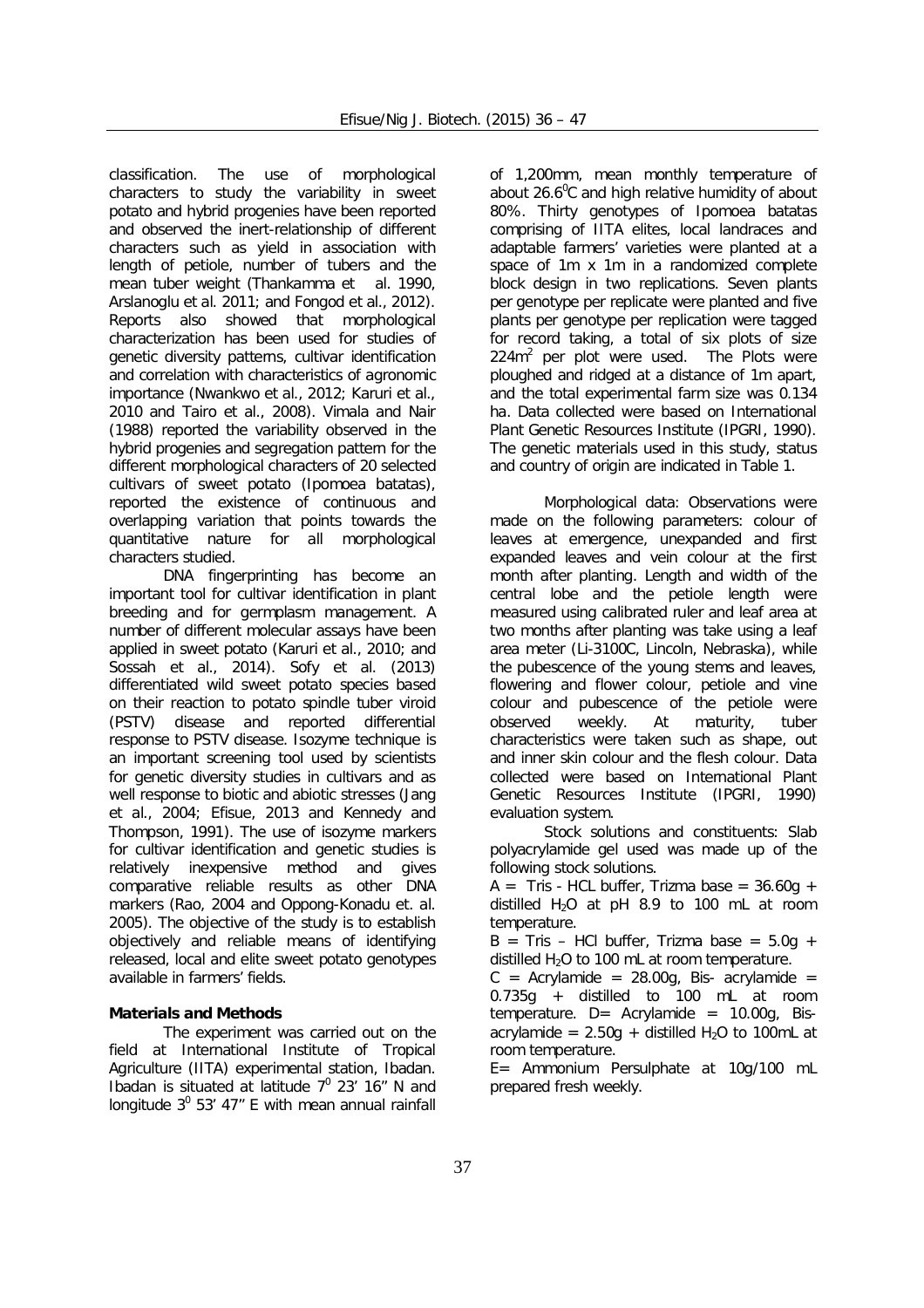classification. The use of morphological characters to study the variability in sweet potato and hybrid progenies have been reported and observed the inert-relationship of different characters such as yield in association with length of petiole, number of tubers and the mean tuber weight (Thankamma et al. 1990, Arslanoglu et al. 2011; and Fongod et al., 2012). Reports also showed that morphological characterization has been used for studies of genetic diversity patterns, cultivar identification and correlation with characteristics of agronomic importance (Nwankwo et al., 2012; Karuri et al., 2010 and Tairo et al., 2008). Vimala and Nair (1988) reported the variability observed in the hybrid progenies and segregation pattern for the different morphological characters of 20 selected cultivars of sweet potato (*Ipomoea batatas*), reported the existence of continuous and overlapping variation that points towards the quantitative nature for all morphological characters studied.

DNA fingerprinting has become an important tool for cultivar identification in plant breeding and for germplasm management. A number of different molecular assays have been applied in sweet potato (Karuri et al., 2010; and Sossah et al., 2014). Sofy et al. (2013) differentiated wild sweet potato species based on their reaction to potato spindle tuber viroid (PSTV) disease and reported differential response to PSTV disease. Isozyme technique is an important screening tool used by scientists for genetic diversity studies in cultivars and as well response to biotic and abiotic stresses (Jang et al., 2004; Efisue, 2013 and Kennedy and Thompson, 1991). The use of isozyme markers for cultivar identification and genetic studies is relatively inexpensive method and gives comparative reliable results as other DNA markers (Rao, 2004 and Oppong-Konadu et. al. 2005). The objective of the study is to establish objectively and reliable means of identifying released, local and elite sweet potato genotypes available in farmers' fields.

## Materials and Methods

The experiment was carried out on the field at International Institute of Tropical Agriculture (IITA) experimental station, Ibadan. Ibadan is situated at latitude $7^0$ 23' 16'' N and longitude $3^0$ 53' 47'' E with mean annual rainfall of 1,200mm, mean monthly temperature of about $26.6^0$C and high relative humidity of about 80%. Thirty genotypes of *Ipomoea batatas* comprising of IITA elites, local landraces and adaptable farmers' varieties were planted at a space of 1m x 1m in a randomized complete block design in two replications. Seven plants per genotype per replicate were planted and five plants per genotype per replication were tagged for record taking, a total of six plots of size $224m^2$ per plot were used. The Plots were ploughed and ridged at a distance of 1m apart, and the total experimental farm size was 0.134 ha. Data collected were based on International Plant Genetic Resources Institute (IPGRI, 1990). The genetic materials used in this study, status and country of origin are indicated in Table 1.

Morphological data: Observations were made on the following parameters: colour of leaves at emergence, unexpanded and first expanded leaves and vein colour at the first month after planting. Length and width of the central lobe and the petiole length were measured using calibrated ruler and leaf area at two months after planting was take using a leaf area meter (Li-3100C, Lincoln, Nebraska), while the pubescence of the young stems and leaves, flowering and flower colour, petiole and vine colour and pubescence of the petiole were observed weekly. At maturity, tuber characteristics were taken such as shape, out and inner skin colour and the flesh colour. Data collected were based on International Plant Genetic Resources Institute (IPGRI, 1990) evaluation system.

Stock solutions and constituents: Slab polyacrylamide gel used was made up of the following stock solutions.

A = Tris - HCL buffer, Trizma base = 36.60g + distilled $H_2O$ at pH 8.9 to 100 mL at room temperature.

B = Tris – HCl buffer, Trizma base = 5.0g + distilled $H_2O$ to 100 mL at room temperature.

C = Acrylamide = 28.00g, Bis- acrylamide = 0.735g + distilled to 100 mL at room temperature. D= Acrylamide = 10.00g, Bis-acrylamide = 2.50g + distilled $H_2O$ to 100mL at room temperature.

E= Ammonium Persulphate at 10g/100 mL prepared fresh weekly.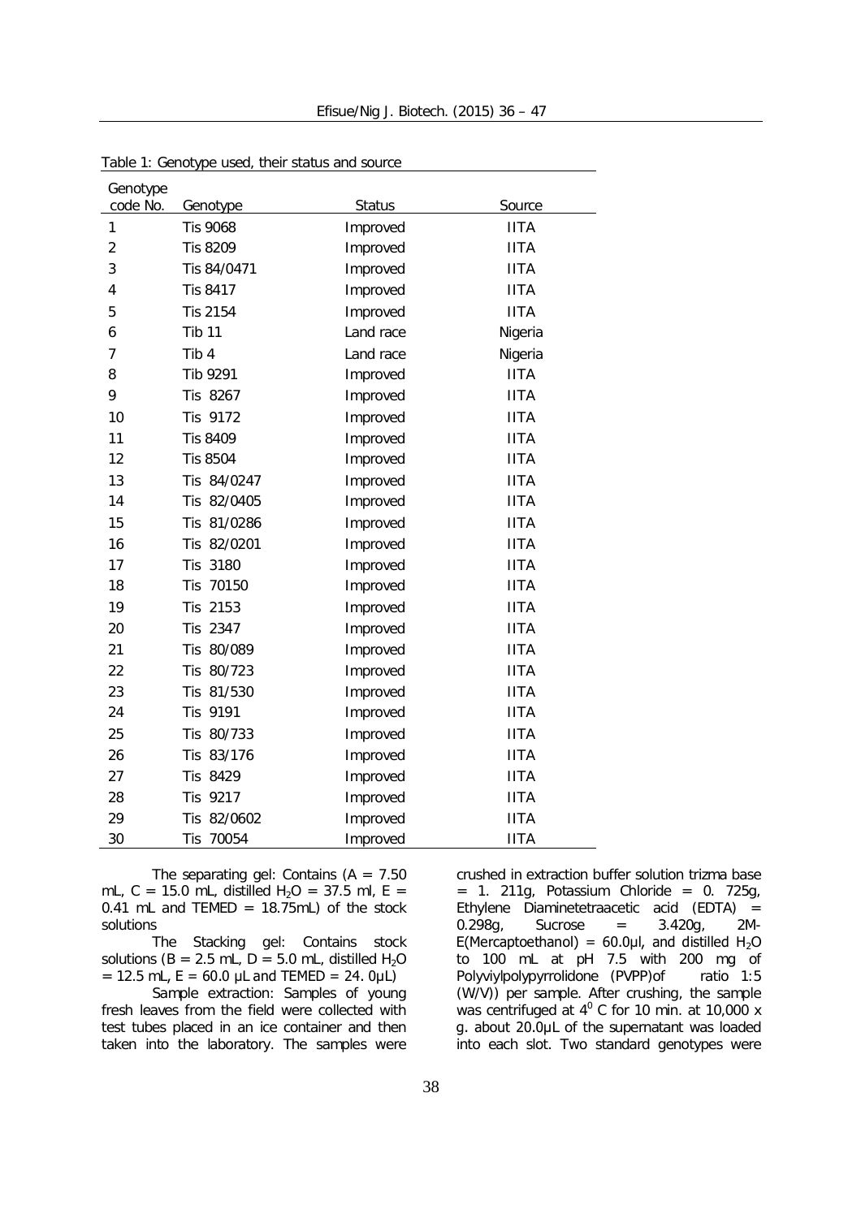Table 1: Genotype used, their status and source

| Genotype code No. | Genotype | Status | Source |
|---|---|---|---|
| 1 | Tis 9068 | Improved | IITA |
| 2 | Tis 8209 | Improved | IITA |
| 3 | Tis 84/0471 | Improved | IITA |
| 4 | Tis 8417 | Improved | IITA |
| 5 | Tis 2154 | Improved | IITA |
| 6 | Tib 11 | Land race | Nigeria |
| 7 | Tib 4 | Land race | Nigeria |
| 8 | Tib 9291 | Improved | IITA |
| 9 | Tis 8267 | Improved | IITA |
| 10 | Tis 9172 | Improved | IITA |
| 11 | Tis 8409 | Improved | IITA |
| 12 | Tis 8504 | Improved | IITA |
| 13 | Tis 84/0247 | Improved | IITA |
| 14 | Tis 82/0405 | Improved | IITA |
| 15 | Tis 81/0286 | Improved | IITA |
| 16 | Tis 82/0201 | Improved | IITA |
| 17 | Tis 3180 | Improved | IITA |
| 18 | Tis 70150 | Improved | IITA |
| 19 | Tis 2153 | Improved | IITA |
| 20 | Tis 2347 | Improved | IITA |
| 21 | Tis 80/089 | Improved | IITA |
| 22 | Tis 80/723 | Improved | IITA |
| 23 | Tis 81/530 | Improved | IITA |
| 24 | Tis 9191 | Improved | IITA |
| 25 | Tis 80/733 | Improved | IITA |
| 26 | Tis 83/176 | Improved | IITA |
| 27 | Tis 8429 | Improved | IITA |
| 28 | Tis 9217 | Improved | IITA |
| 29 | Tis 82/0602 | Improved | IITA |
| 30 | Tis 70054 | Improved | IITA |

The separating gel: Contains (A = 7.50 mL, C = 15.0 mL, distilled $H_2O$ = 37.5 ml, E = 0.41 mL and TEMED = 18.75mL) of the stock solutions

The Stacking gel: Contains stock solutions (B = 2.5 mL, D = 5.0 mL, distilled $H_2O$ = 12.5 mL, E = 60.0 µL and TEMED = 24. 0µL)

Sample extraction: Samples of young fresh leaves from the field were collected with test tubes placed in an ice container and then taken into the laboratory. The samples were crushed in extraction buffer solution trizma base = 1. 211g, Potassium Chloride = 0. 725g, Ethylene Diaminetetraacetic acid (EDTA) = 0.298g, Sucrose = 3.420g, 2M-E(Mercaptoethanol) = 60.0µl, and distilled $H_2O$ to 100 mL at pH 7.5 with 200 mg of Polyviylpolypyrrolidone (PVPP)of ratio 1:5 (W/V)) per sample. After crushing, the sample was centrifuged at $4^0$ C for 10 min. at 10,000 x g. about 20.0µL of the supernatant was loaded into each slot. Two standard genotypes were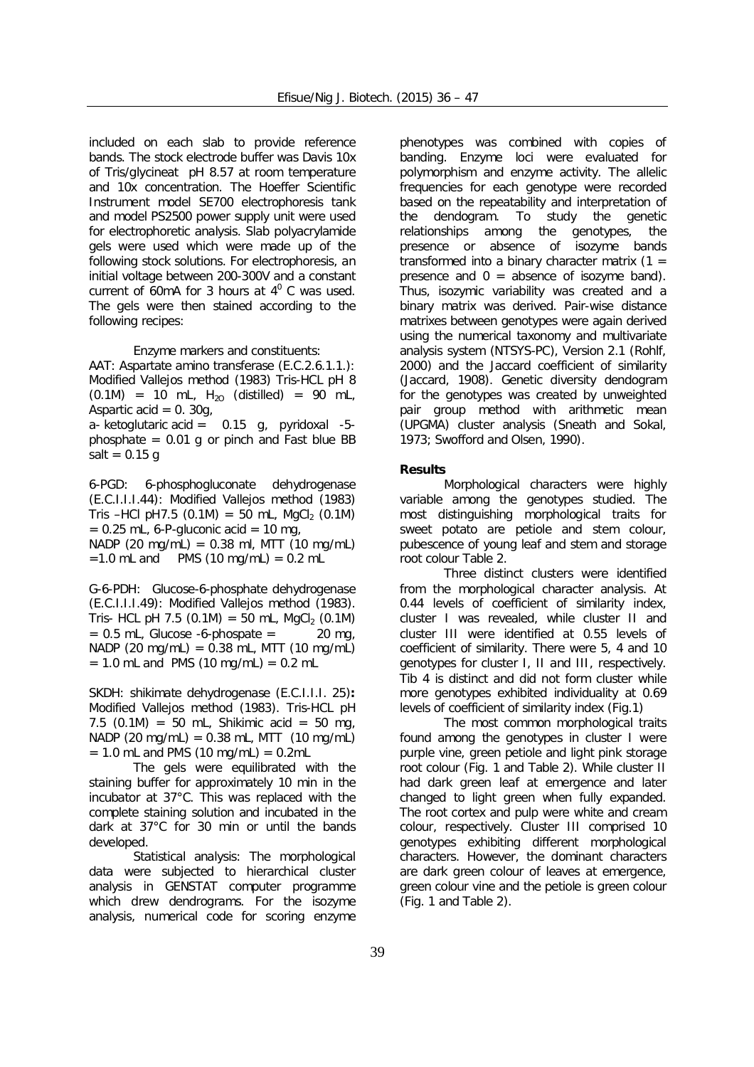included on each slab to provide reference bands. The stock electrode buffer was Davis 10x of Tris/glycineat pH 8.57 at room temperature and 10x concentration. The Hoeffer Scientific Instrument model SE700 electrophoresis tank and model PS2500 power supply unit were used for electrophoretic analysis. Slab polyacrylamide gels were used which were made up of the following stock solutions. For electrophoresis, an initial voltage between 200-300V and a constant current of 60mA for 3 hours at $4^0$ C was used. The gels were then stained according to the following recipes:

Enzyme markers and constituents:

AAT: Aspartate amino transferase (E.C.2.6.1.1.): Modified Vallejos method (1983) Tris-HCL pH 8 (0.1M) = 10 mL, $H_{2O}$ (distilled) = 90 mL, Aspartic acid = 0. 30g,
a- ketoglutaric acid = 0.15 g, pyridoxal -5-phosphate = 0.01 g or pinch and Fast blue BB salt = 0.15 g

6-PGD: 6-phosphogluconate dehydrogenase (E.C.I.I.I.44): Modified Vallejos method (1983) Tris –HCl pH7.5 (0.1M) = 50 mL, $MgCl_2$ (0.1M) = 0.25 mL, 6-P-gluconic acid = 10 mg,
NADP (20 mg/mL) = 0.38 ml, MTT (10 mg/mL) =1.0 mL and PMS (10 mg/mL) = 0.2 mL

G-6-PDH: Glucose-6-phosphate dehydrogenase (E.C.I.I.I.49): Modified Vallejos method (1983). Tris- HCL pH 7.5 (0.1M) = 50 mL, $MgCl_2$ (0.1M) = 0.5 mL, Glucose -6-phospate = 20 mg, NADP (20 mg/mL) = 0.38 mL, MTT (10 mg/mL) = 1.0 mL and PMS (10 mg/mL) = 0.2 mL

SKDH: shikimate dehydrogenase (E.C.I.I.I. 25)**:** Modified Vallejos method (1983). Tris-HCL pH 7.5 (0.1M) = 50 mL, Shikimic acid = 50 mg, NADP (20 mg/mL) = 0.38 mL, MTT (10 mg/mL) = 1.0 mL and PMS (10 mg/mL) = 0.2mL

The gels were equilibrated with the staining buffer for approximately 10 min in the incubator at 37°C. This was replaced with the complete staining solution and incubated in the dark at 37°C for 30 min or until the bands developed.

Statistical analysis: The morphological data were subjected to hierarchical cluster analysis in GENSTAT computer programme which drew dendrograms. For the isozyme analysis, numerical code for scoring enzyme phenotypes was combined with copies of banding. Enzyme loci were evaluated for polymorphism and enzyme activity. The allelic frequencies for each genotype were recorded based on the repeatability and interpretation of the dendogram. To study the genetic relationships among the genotypes, the presence or absence of isozyme bands transformed into a binary character matrix (1 = presence and 0 = absence of isozyme band). Thus, isozymic variability was created and a binary matrix was derived. Pair-wise distance matrixes between genotypes were again derived using the numerical taxonomy and multivariate analysis system (NTSYS-PC), Version 2.1 (Rohlf, 2000) and the Jaccard coefficient of similarity (Jaccard, 1908). Genetic diversity dendogram for the genotypes was created by unweighted pair group method with arithmetic mean (UPGMA) cluster analysis (Sneath and Sokal, 1973; Swofford and Olsen, 1990).

## Results

Morphological characters were highly variable among the genotypes studied. The most distinguishing morphological traits for sweet potato are petiole and stem colour, pubescence of young leaf and stem and storage root colour Table 2.

Three distinct clusters were identified from the morphological character analysis. At 0.44 levels of coefficient of similarity index, cluster I was revealed, while cluster II and cluster III were identified at 0.55 levels of coefficient of similarity. There were 5, 4 and 10 genotypes for cluster I, II and III, respectively. Tib 4 is distinct and did not form cluster while more genotypes exhibited individuality at 0.69 levels of coefficient of similarity index (Fig.1)

The most common morphological traits found among the genotypes in cluster I were purple vine, green petiole and light pink storage root colour (Fig. 1 and Table 2). While cluster II had dark green leaf at emergence and later changed to light green when fully expanded. The root cortex and pulp were white and cream colour, respectively. Cluster III comprised 10 genotypes exhibiting different morphological characters. However, the dominant characters are dark green colour of leaves at emergence, green colour vine and the petiole is green colour (Fig. 1 and Table 2).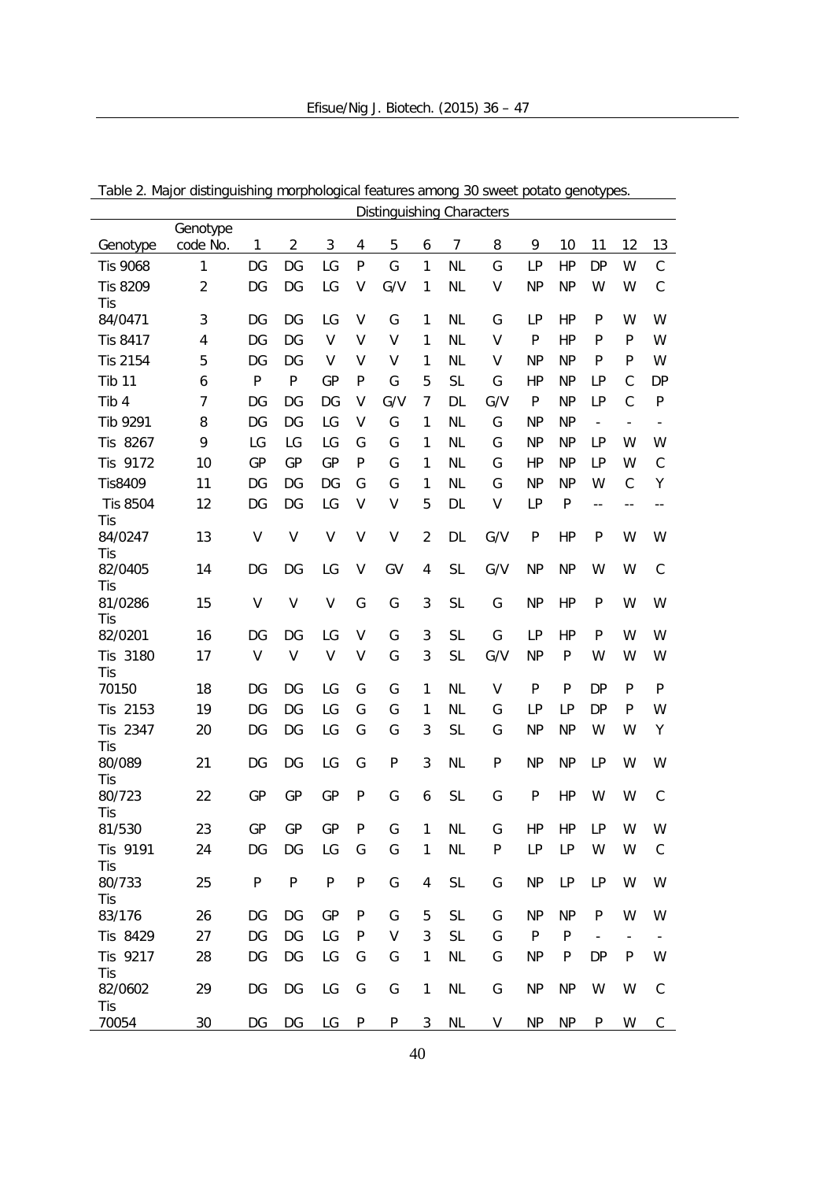Table 2. Major distinguishing morphological features among 30 sweet potato genotypes.

| Genotype | Genotype code No. | 1 | 2 | 3 | 4 | 5 | 6 | 7 | 8 | 9 | 10 | 11 | 12 | 13 |
|---|---|---|---|---|---|---|---|---|---|---|---|---|---|---|
| | | Distinguishing Characters | | | | | | | | | | | | |
| Tis 9068 | 1 | DG | DG | LG | P | G | 1 | NL | G | LP | HP | DP | W | C |
| Tis 8209 | 2 | DG | DG | LG | V | G/V | 1 | NL | V | NP | NP | W | W | C |
| Tis 84/0471 | 3 | DG | DG | LG | V | G | 1 | NL | G | LP | HP | P | W | W |
| Tis 8417 | 4 | DG | DG | V | V | V | 1 | NL | V | P | HP | P | P | W |
| Tis 2154 | 5 | DG | DG | V | V | V | 1 | NL | V | NP | NP | P | P | W |
| Tib 11 | 6 | P | P | GP | P | G | 5 | SL | G | HP | NP | LP | C | DP |
| Tib 4 | 7 | DG | DG | DG | V | G/V | 7 | DL | G/V | P | NP | LP | C | P |
| Tib 9291 | 8 | DG | DG | LG | V | G | 1 | NL | G | NP | NP | - | - | - |
| Tis 8267 | 9 | LG | LG | LG | G | G | 1 | NL | G | NP | NP | LP | W | W |
| Tis 9172 | 10 | GP | GP | GP | P | G | 1 | NL | G | HP | NP | LP | W | C |
| Tis8409 | 11 | DG | DG | DG | G | G | 1 | NL | G | NP | NP | W | C | Y |
| Tis 8504 | 12 | DG | DG | LG | V | V | 5 | DL | V | LP | P | -- | -- | -- |
| Tis 84/0247 | 13 | V | V | V | V | V | 2 | DL | G/V | P | HP | P | W | W |
| Tis 82/0405 | 14 | DG | DG | LG | V | GV | 4 | SL | G/V | NP | NP | W | W | C |
| Tis 81/0286 | 15 | V | V | V | G | G | 3 | SL | G | NP | HP | P | W | W |
| Tis 82/0201 | 16 | DG | DG | LG | V | G | 3 | SL | G | LP | HP | P | W | W |
| Tis 3180 | 17 | V | V | V | V | G | 3 | SL | G/V | NP | P | W | W | W |
| Tis 70150 | 18 | DG | DG | LG | G | G | 1 | NL | V | P | P | DP | P | P |
| Tis 2153 | 19 | DG | DG | LG | G | G | 1 | NL | G | LP | LP | DP | P | W |
| Tis 2347 | 20 | DG | DG | LG | G | G | 3 | SL | G | NP | NP | W | W | Y |
| Tis 80/089 | 21 | DG | DG | LG | G | P | 3 | NL | P | NP | NP | LP | W | W |
| Tis 80/723 | 22 | GP | GP | GP | P | G | 6 | SL | G | P | HP | W | W | C |
| Tis 81/530 | 23 | GP | GP | GP | P | G | 1 | NL | G | HP | HP | LP | W | W |
| Tis 9191 | 24 | DG | DG | LG | G | G | 1 | NL | P | LP | LP | W | W | C |
| Tis 80/733 | 25 | P | P | P | P | G | 4 | SL | G | NP | LP | LP | W | W |
| Tis 83/176 | 26 | DG | DG | GP | P | G | 5 | SL | G | NP | NP | P | W | W |
| Tis 8429 | 27 | DG | DG | LG | P | V | 3 | SL | G | P | P | - | - | - |
| Tis 9217 | 28 | DG | DG | LG | G | G | 1 | NL | G | NP | P | DP | P | W |
| Tis 82/0602 | 29 | DG | DG | LG | G | G | 1 | NL | G | NP | NP | W | W | C |
| Tis 70054 | 30 | DG | DG | LG | P | P | 3 | NL | V | NP | NP | P | W | C |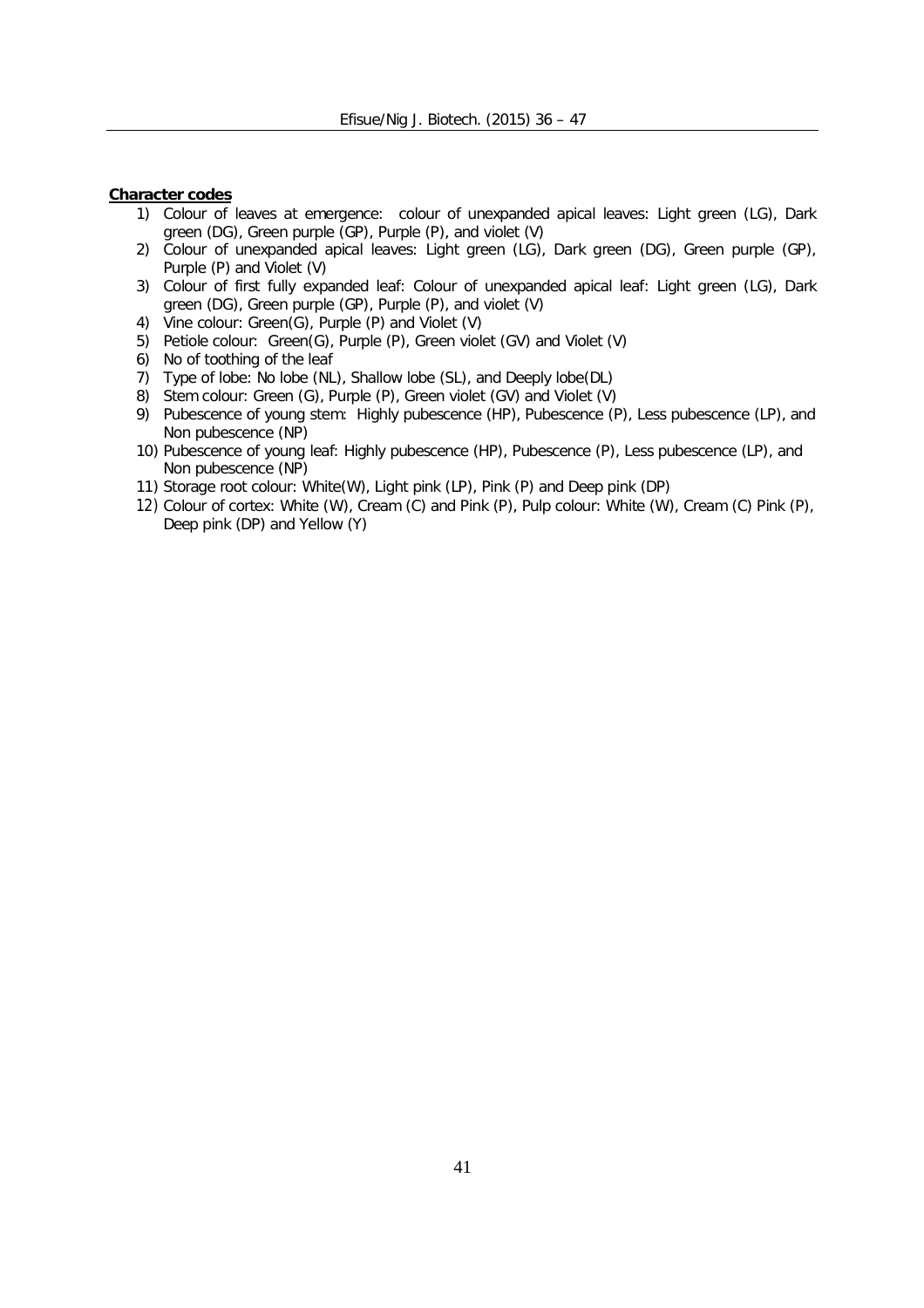**Character codes**

1) Colour of leaves at emergence:  colour of unexpanded apical leaves: Light green (LG), Dark green (DG), Green purple (GP), Purple (P), and violet (V)
2) Colour of unexpanded apical leaves: Light green (LG), Dark green (DG), Green purple (GP), Purple (P) and Violet (V)
3) Colour of first fully expanded leaf: Colour of unexpanded apical leaf: Light green (LG), Dark green (DG), Green purple (GP), Purple (P), and violet (V)
4) Vine colour: Green(G), Purple (P) and Violet (V)
5) Petiole colour:  Green(G), Purple (P), Green violet (GV) and Violet (V)
6) No of toothing of the leaf
7) Type of lobe: No lobe (NL), Shallow lobe (SL), and Deeply lobe(DL)
8) Stem colour: Green (G), Purple (P), Green violet (GV) and Violet (V)
9) Pubescence of young stem:  Highly pubescence (HP), Pubescence (P), Less pubescence (LP), and Non pubescence (NP)
10) Pubescence of young leaf: Highly pubescence (HP), Pubescence (P), Less pubescence (LP), and Non pubescence (NP)
11) Storage root colour: White(W), Light pink (LP), Pink (P) and Deep pink (DP)
12) Colour of cortex: White (W), Cream (C) and Pink (P), Pulp colour: White (W), Cream (C) Pink (P), Deep pink (DP) and Yellow (Y)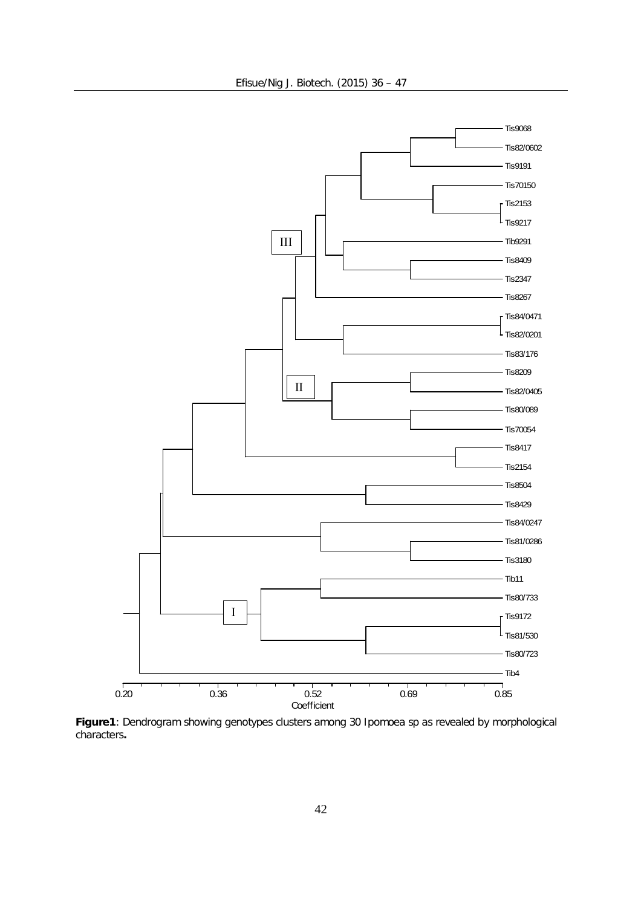Figure1: Dendrogram showing genotypes clusters among 30 Ipomoea sp as revealed by morphological characters.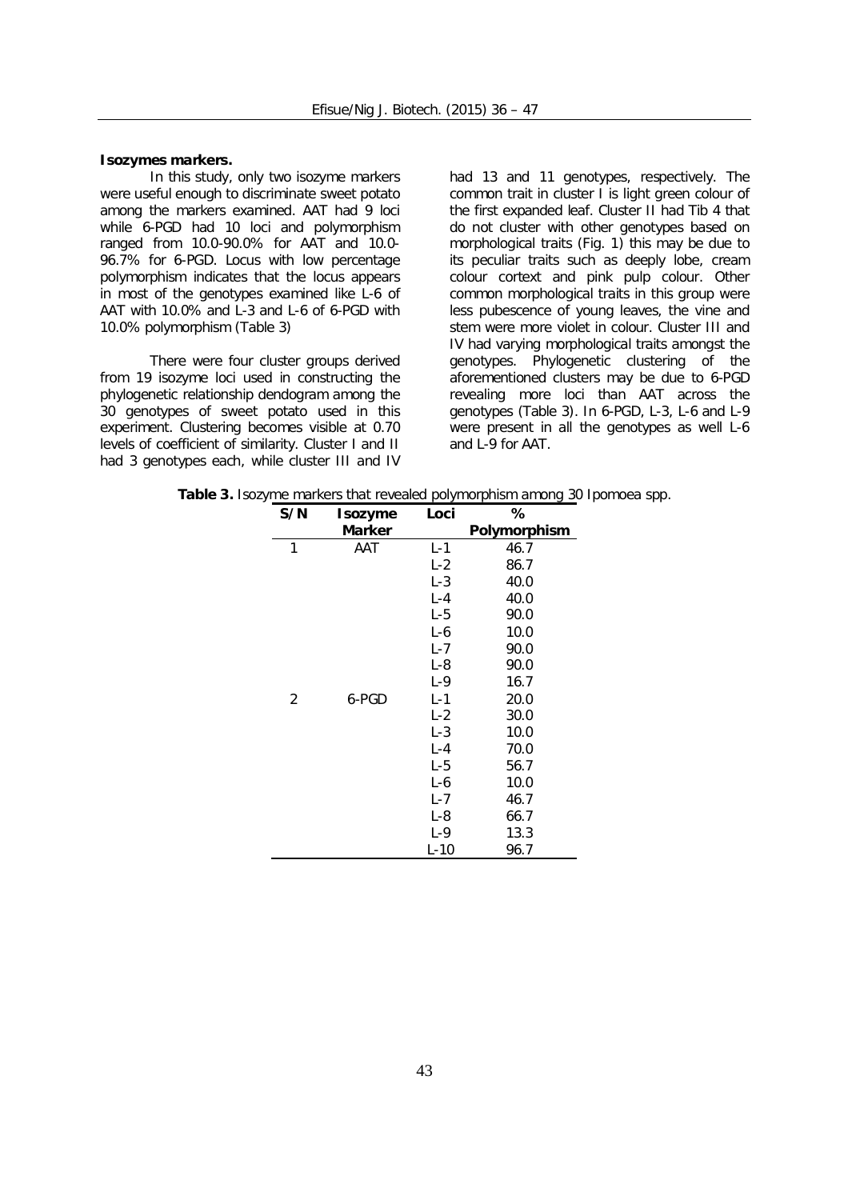**Isozymes markers.**

In this study, only two isozyme markers were useful enough to discriminate sweet potato among the markers examined. AAT had 9 loci while 6-PGD had 10 loci and polymorphism ranged from 10.0-90.0% for AAT and 10.0-96.7% for 6-PGD. Locus with low percentage polymorphism indicates that the locus appears in most of the genotypes examined like L-6 of AAT with 10.0% and L-3 and L-6 of 6-PGD with 10.0% polymorphism (Table 3)

There were four cluster groups derived from 19 isozyme loci used in constructing the phylogenetic relationship dendogram among the 30 genotypes of sweet potato used in this experiment. Clustering becomes visible at 0.70 levels of coefficient of similarity. Cluster I and II had 3 genotypes each, while cluster III and IV had 13 and 11 genotypes, respectively. The common trait in cluster I is light green colour of the first expanded leaf. Cluster II had Tib 4 that do not cluster with other genotypes based on morphological traits (Fig. 1) this may be due to its peculiar traits such as deeply lobe, cream colour cortext and pink pulp colour. Other common morphological traits in this group were less pubescence of young leaves, the vine and stem were more violet in colour. Cluster III and IV had varying morphological traits amongst the genotypes. Phylogenetic clustering of the aforementioned clusters may be due to 6-PGD revealing more loci than AAT across the genotypes (Table 3). In 6-PGD, L-3, L-6 and L-9 were present in all the genotypes as well L-6 and L-9 for AAT.

**Table 3.** Isozyme markers that revealed polymorphism among 30 Ipomoea spp.

| S/N | Isozyme Marker | Loci | % Polymorphism |
|---|---|---|---|
| 1 | AAT | L-1 | 46.7 |
| | | L-2 | 86.7 |
| | | L-3 | 40.0 |
| | | L-4 | 40.0 |
| | | L-5 | 90.0 |
| | | L-6 | 10.0 |
| | | L-7 | 90.0 |
| | | L-8 | 90.0 |
| | | L-9 | 16.7 |
| 2 | 6-PGD | L-1 | 20.0 |
| | | L-2 | 30.0 |
| | | L-3 | 10.0 |
| | | L-4 | 70.0 |
| | | L-5 | 56.7 |
| | | L-6 | 10.0 |
| | | L-7 | 46.7 |
| | | L-8 | 66.7 |
| | | L-9 | 13.3 |
| | | L-10 | 96.7 |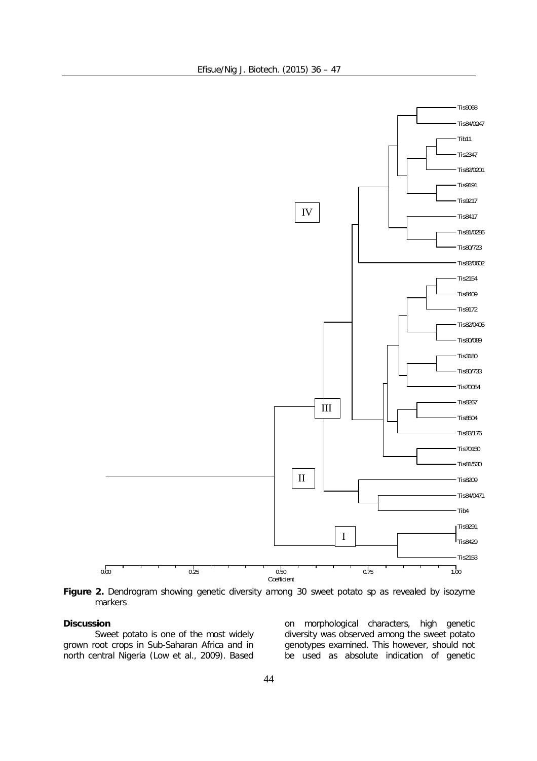**Figure 2.** Dendrogram showing genetic diversity among 30 sweet potato sp as revealed by isozyme markers

## Discussion

Sweet potato is one of the most widely grown root crops in Sub-Saharan Africa and in north central Nigeria (Low et al., 2009). Based on morphological characters, high genetic diversity was observed among the sweet potato genotypes examined. This however, should not be used as absolute indication of genetic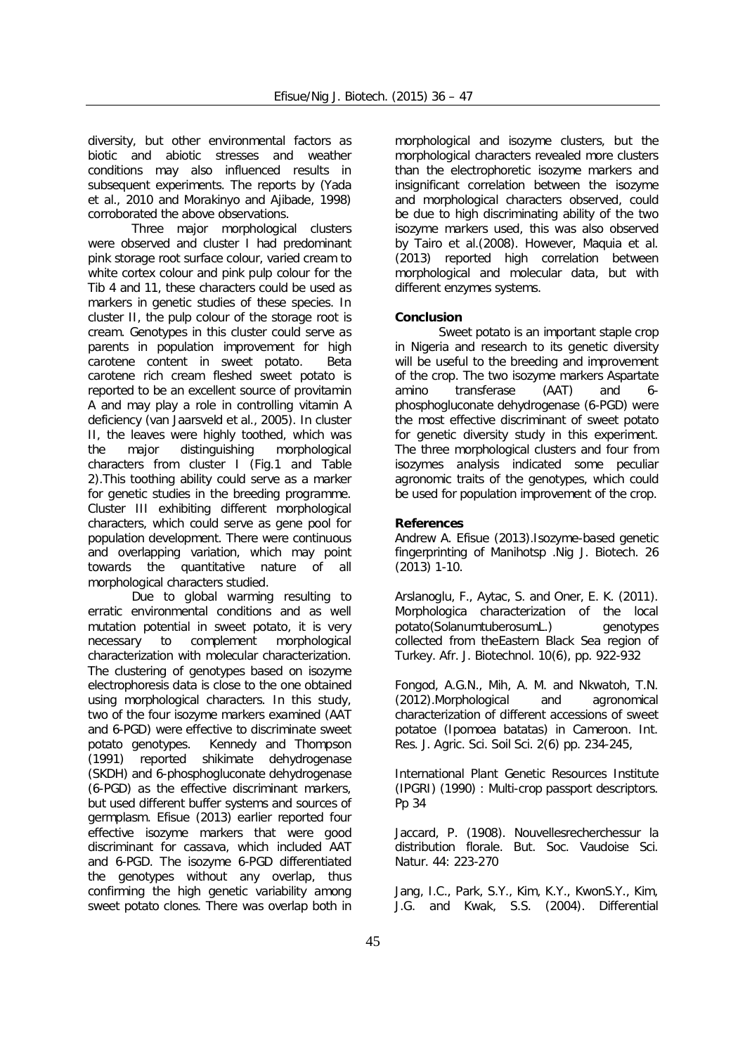diversity, but other environmental factors as biotic and abiotic stresses and weather conditions may also influenced results in subsequent experiments. The reports by (Yada et al., 2010 and Morakinyo and Ajibade, 1998) corroborated the above observations.

Three major morphological clusters were observed and cluster I had predominant pink storage root surface colour, varied cream to white cortex colour and pink pulp colour for the Tib 4 and 11, these characters could be used as markers in genetic studies of these species. In cluster II, the pulp colour of the storage root is cream. Genotypes in this cluster could serve as parents in population improvement for high carotene content in sweet potato. Beta carotene rich cream fleshed sweet potato is reported to be an excellent source of provitamin A and may play a role in controlling vitamin A deficiency (van Jaarsveld et al., 2005). In cluster II, the leaves were highly toothed, which was the major distinguishing morphological characters from cluster I (Fig.1 and Table 2).This toothing ability could serve as a marker for genetic studies in the breeding programme. Cluster III exhibiting different morphological characters, which could serve as gene pool for population development. There were continuous and overlapping variation, which may point towards the quantitative nature of all morphological characters studied.

Due to global warming resulting to erratic environmental conditions and as well mutation potential in sweet potato, it is very necessary to complement morphological characterization with molecular characterization. The clustering of genotypes based on isozyme electrophoresis data is close to the one obtained using morphological characters. In this study, two of the four isozyme markers examined (AAT and 6-PGD) were effective to discriminate sweet potato genotypes. Kennedy and Thompson (1991) reported shikimate dehydrogenase (SKDH) and 6-phosphogluconate dehydrogenase (6-PGD) as the effective discriminant markers, but used different buffer systems and sources of germplasm. Efisue (2013) earlier reported four effective isozyme markers that were good discriminant for cassava, which included AAT and 6-PGD. The isozyme 6-PGD differentiated the genotypes without any overlap, thus confirming the high genetic variability among sweet potato clones. There was overlap both in morphological and isozyme clusters, but the morphological characters revealed more clusters than the electrophoretic isozyme markers and insignificant correlation between the isozyme and morphological characters observed, could be due to high discriminating ability of the two isozyme markers used, this was also observed by Tairo et al.(2008). However, Maquia et al. (2013) reported high correlation between morphological and molecular data, but with different enzymes systems.

**Conclusion**

Sweet potato is an important staple crop in Nigeria and research to its genetic diversity will be useful to the breeding and improvement of the crop. The two isozyme markers Aspartate amino transferase (AAT) and 6-phosphogluconate dehydrogenase (6-PGD) were the most effective discriminant of sweet potato for genetic diversity study in this experiment. The three morphological clusters and four from isozymes analysis indicated some peculiar agronomic traits of the genotypes, which could be used for population improvement of the crop.

**References**

Andrew A. Efisue (2013).Isozyme-based genetic fingerprinting of Manihotsp .Nig J. Biotech. 26 (2013) 1-10.

Arslanoglu, F., Aytac, S. and Oner, E. K. (2011). Morphologica characterization of the local potato(SolanumtuberosumL.) genotypes collected from theEastern Black Sea region of Turkey. Afr. J. Biotechnol. 10(6), pp. 922-932

Fongod, A.G.N., Mih, A. M. and Nkwatoh, T.N. (2012).Morphological and agronomical characterization of different accessions of sweet potatoe (Ipomoea batatas) in Cameroon. Int. Res. J. Agric. Sci. Soil Sci. 2(6) pp. 234-245,

International Plant Genetic Resources Institute (IPGRI) (1990) : Multi-crop passport descriptors. Pp 34

Jaccard, P. (1908). Nouvellesrecherchessur la distribution florale. But. Soc. Vaudoise Sci. Natur. 44: 223-270

Jang, I.C., Park, S.Y., Kim, K.Y., KwonS.Y., Kim, J.G. and Kwak, S.S. (2004). Differential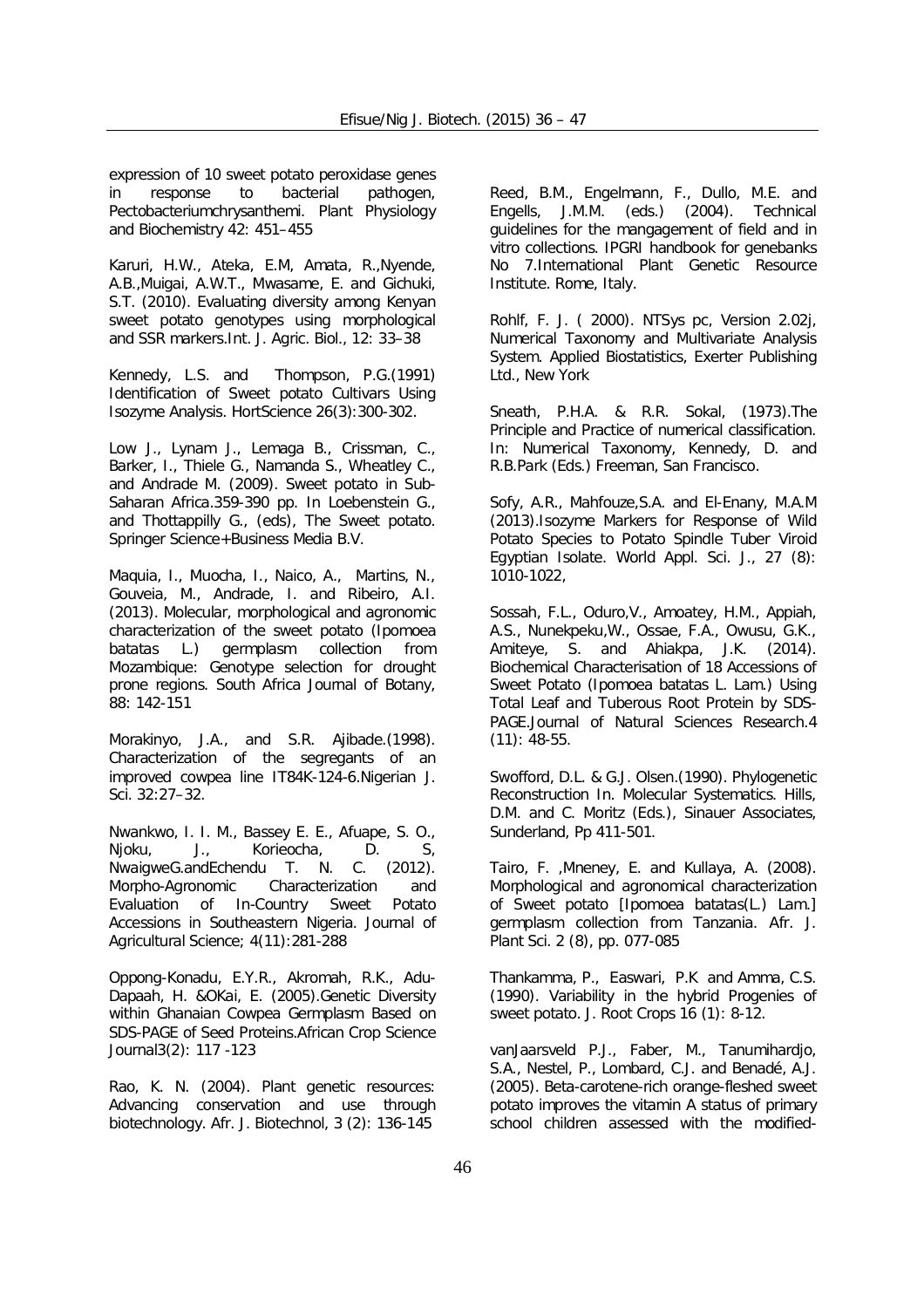expression of 10 sweet potato peroxidase genes in response to bacterial pathogen, Pectobacteriumchrysanthemi. Plant Physiology and Biochemistry 42: 451–455

Karuri, H.W., Ateka, E.M, Amata, R.,Nyende, A.B.,Muigai, A.W.T., Mwasame, E. and Gichuki, S.T. (2010). Evaluating diversity among Kenyan sweet potato genotypes using morphological and SSR markers.Int. J. Agric. Biol., 12: 33–38

Kennedy, L.S. and Thompson, P.G.(1991) Identification of Sweet potato Cultivars Using Isozyme Analysis. HortScience 26(3):300-302.

Low J., Lynam J., Lemaga B., Crissman, C., Barker, I., Thiele G., Namanda S., Wheatley C., and Andrade M. (2009). Sweet potato in Sub-Saharan Africa.359-390 pp. In Loebenstein G., and Thottappilly G., (eds), The Sweet potato. Springer Science+Business Media B.V.

Maquia, I., Muocha, I., Naico, A., Martins, N., Gouveia, M., Andrade, I. and Ribeiro, A.I. (2013). Molecular, morphological and agronomic characterization of the sweet potato (Ipomoea batatas L.) germplasm collection from Mozambique: Genotype selection for drought prone regions. South Africa Journal of Botany, 88: 142-151

Morakinyo, J.A., and S.R. Ajibade.(1998). Characterization of the segregants of an improved cowpea line IT84K-124-6.Nigerian J. Sci. 32:27–32.

Nwankwo, I. I. M., Bassey E. E., Afuape, S. O., Njoku, J., Korieocha, D. S, NwaigweG.andEchendu T. N. C. (2012). Morpho-Agronomic Characterization and Evaluation of In-Country Sweet Potato Accessions in Southeastern Nigeria. Journal of Agricultural Science; 4(11):281-288

Oppong-Konadu, E.Y.R., Akromah, R.K., Adu-Dapaah, H. &OKai, E. (2005).Genetic Diversity within Ghanaian Cowpea Germplasm Based on SDS-PAGE of Seed Proteins.African Crop Science Journal3(2): 117 -123

Rao, K. N. (2004). Plant genetic resources: Advancing conservation and use through biotechnology. Afr. J. Biotechnol, 3 (2): 136-145

Reed, B.M., Engelmann, F., Dullo, M.E. and Engells, J.M.M. (eds.) (2004). Technical guidelines for the mangagement of field and in vitro collections. IPGRI handbook for genebanks No 7.International Plant Genetic Resource Institute. Rome, Italy.

Rohlf, F. J. ( 2000). NTSys pc, Version 2.02j, Numerical Taxonomy and Multivariate Analysis System. Applied Biostatistics, Exerter Publishing Ltd., New York

Sneath, P.H.A. & R.R. Sokal, (1973).The Principle and Practice of numerical classification. In: Numerical Taxonomy, Kennedy, D. and R.B.Park (Eds.) Freeman, San Francisco.

Sofy, A.R., Mahfouze,S.A. and El-Enany, M.A.M (2013).Isozyme Markers for Response of Wild Potato Species to Potato Spindle Tuber Viroid Egyptian Isolate. World Appl. Sci. J., 27 (8): 1010-1022,

Sossah, F.L., Oduro,V., Amoatey, H.M., Appiah, A.S., Nunekpeku,W., Ossae, F.A., Owusu, G.K., Amiteye, S. and Ahiakpa, J.K. (2014). Biochemical Characterisation of 18 Accessions of Sweet Potato (Ipomoea batatas L. Lam.) Using Total Leaf and Tuberous Root Protein by SDS-PAGE.Journal of Natural Sciences Research.4 (11): 48-55.

Swofford, D.L. & G.J. Olsen.(1990). Phylogenetic Reconstruction In. Molecular Systematics. Hills, D.M. and C. Moritz (Eds.), Sinauer Associates, Sunderland, Pp 411-501.

Tairo, F. ,Mneney, E. and Kullaya, A. (2008). Morphological and agronomical characterization of Sweet potato [Ipomoea batatas(L.) Lam.] germplasm collection from Tanzania. Afr. J. Plant Sci. 2 (8), pp. 077-085

Thankamma, P., Easwari, P.K and Amma, C.S. (1990). Variability in the hybrid Progenies of sweet potato. J. Root Crops 16 (1): 8-12.

vanJaarsveld P.J., Faber, M., Tanumihardjo, S.A., Nestel, P., Lombard, C.J. and Benadé, A.J. (2005). Beta-carotene-rich orange-fleshed sweet potato improves the vitamin A status of primary school children assessed with the modified-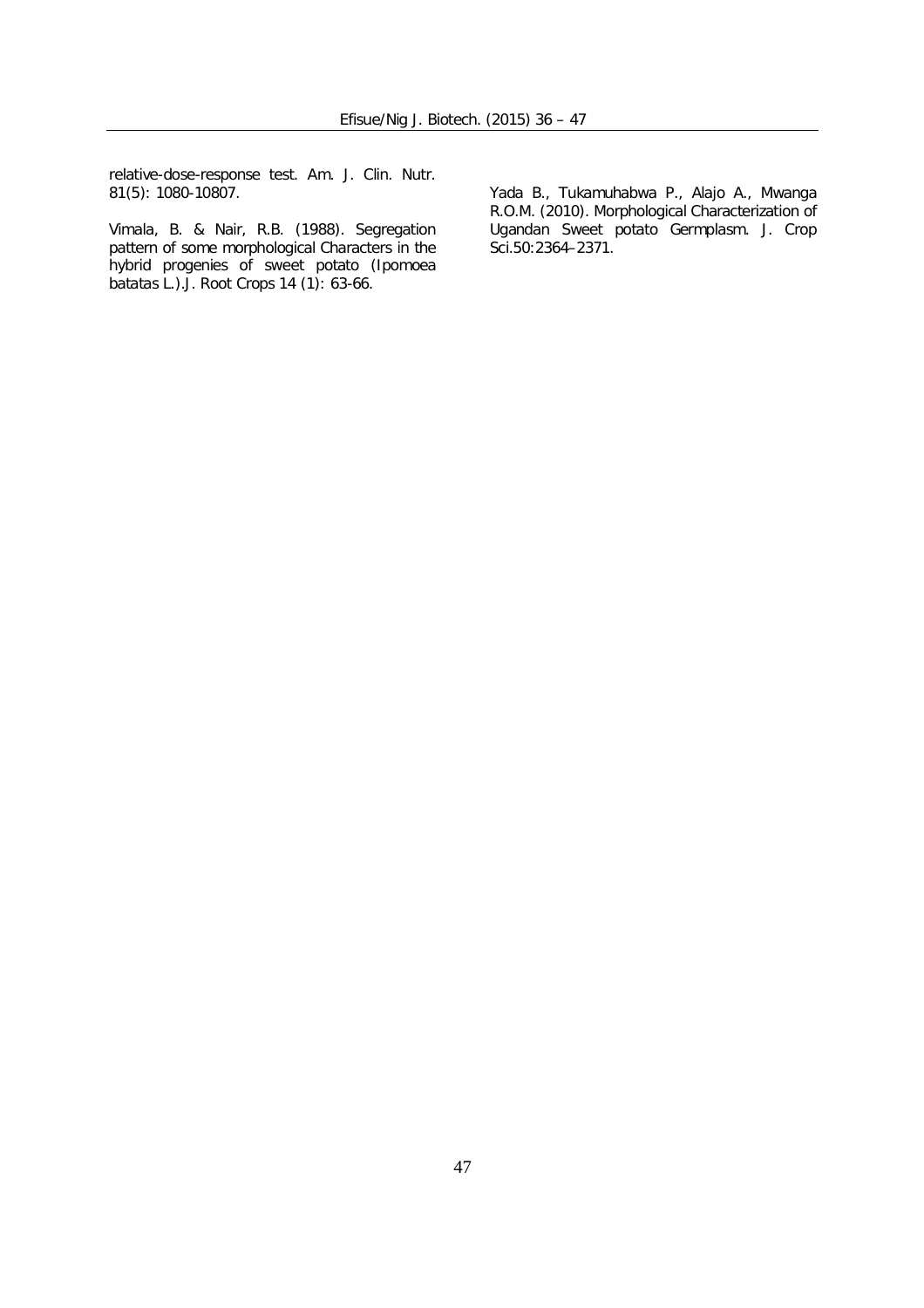relative-dose-response test. Am. J. Clin. Nutr. 81(5): 1080-10807.

Vimala, B. & Nair, R.B. (1988). Segregation pattern of some morphological Characters in the hybrid progenies of sweet potato (Ipomoea batatas L.).J. Root Crops 14 (1): 63-66.

Yada B., Tukamuhabwa P., Alajo A., Mwanga R.O.M. (2010). Morphological Characterization of Ugandan Sweet potato Germplasm. J. Crop Sci.50:2364–2371.